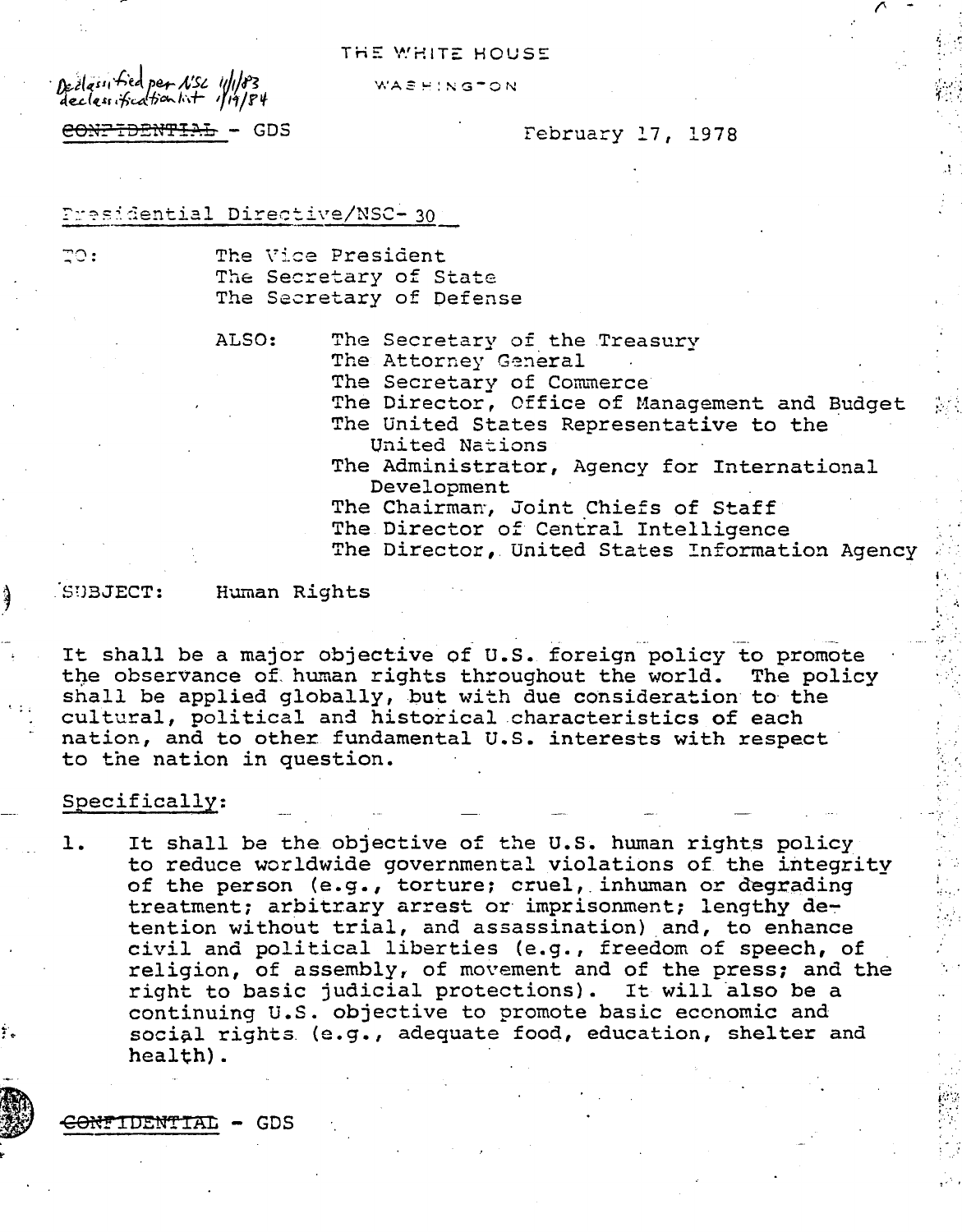THE WHITE HOUSE

WASHINGTON

Declassified per NSC 11/1/83 declassification list 1/19/84

~~CONFIDENTIAL~~ - GDS

February 17, 1978

Presidential Directive/NSC-30

TO: The Vice President
The Secretary of State
The Secretary of Defense

ALSO: The Secretary of the Treasury
The Attorney General
The Secretary of Commerce
The Director, Office of Management and Budget
The United States Representative to the United Nations
The Administrator, Agency for International Development
The Chairman, Joint Chiefs of Staff
The Director of Central Intelligence
The Director, United States Information Agency

SUBJECT: Human Rights

It shall be a major objective of U.S. foreign policy to promote the observance of human rights throughout the world. The policy shall be applied globally, but with due consideration to the cultural, political and historical characteristics of each nation, and to other fundamental U.S. interests with respect to the nation in question.

Specifically:

1. It shall be the objective of the U.S. human rights policy to reduce worldwide governmental violations of the integrity of the person (e.g., torture; cruel, inhuman or degrading treatment; arbitrary arrest or imprisonment; lengthy detention without trial, and assassination) and, to enhance civil and political liberties (e.g., freedom of speech, of religion, of assembly, of movement and of the press; and the right to basic judicial protections). It will also be a continuing U.S. objective to promote basic economic and social rights (e.g., adequate food, education, shelter and health).

~~CONFIDENTIAL~~ - GDS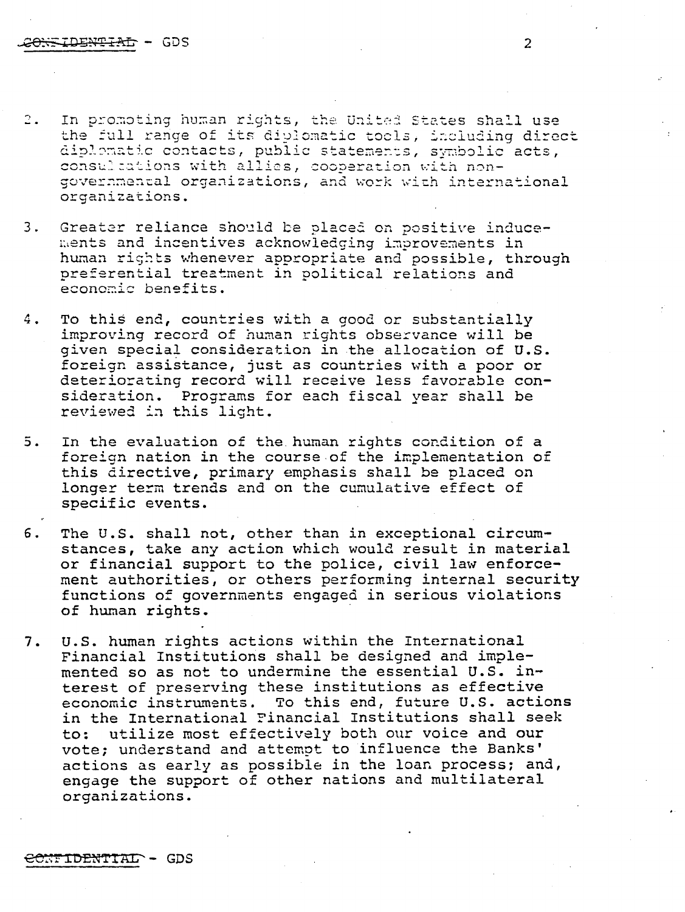2. In promoting human rights, the United States shall use the full range of its diplomatic tools, including direct diplomatic contacts, public statements, symbolic acts, consultations with allies, cooperation with non-governmental organizations, and work with international organizations.

3. Greater reliance should be placed on positive inducements and incentives acknowledging improvements in human rights whenever appropriate and possible, through preferential treatment in political relations and economic benefits.

4. To this end, countries with a good or substantially improving record of human rights observance will be given special consideration in the allocation of U.S. foreign assistance, just as countries with a poor or deteriorating record will receive less favorable consideration. Programs for each fiscal year shall be reviewed in this light.

5. In the evaluation of the human rights condition of a foreign nation in the course of the implementation of this directive, primary emphasis shall be placed on longer term trends and on the cumulative effect of specific events.

6. The U.S. shall not, other than in exceptional circumstances, take any action which would result in material or financial support to the police, civil law enforcement authorities, or others performing internal security functions of governments engaged in serious violations of human rights.

7. U.S. human rights actions within the International Financial Institutions shall be designed and implemented so as not to undermine the essential U.S. interest of preserving these institutions as effective economic instruments. To this end, future U.S. actions in the International Financial Institutions shall seek to: utilize most effectively both our voice and our vote; understand and attempt to influence the Banks' actions as early as possible in the loan process; and, engage the support of other nations and multilateral organizations.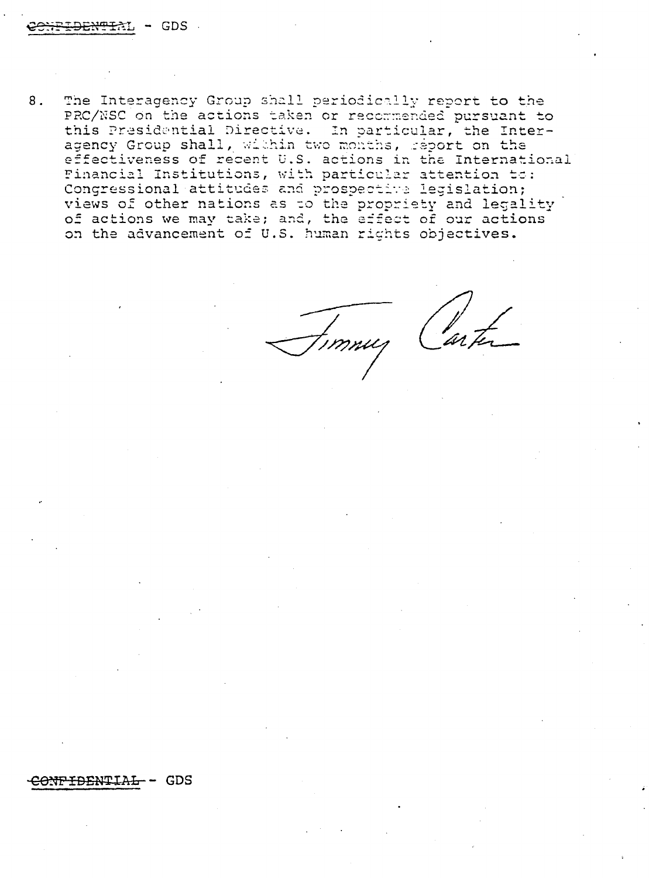~~CONFIDENTIAL~~ - GDS

8. The Interagency Group shall periodically report to the PRC/NSC on the actions taken or recommended pursuant to this Presidential Directive. In particular, the Interagency Group shall, within two months, report on the effectiveness of recent U.S. actions in the International Financial Institutions, with particular attention to: Congressional attitudes and prospective legislation; views of other nations as to the propriety and legality of actions we may take; and, the effect of our actions on the advancement of U.S. human rights objectives.

Jimmy Carter

~~CONFIDENTIAL~~ - GDS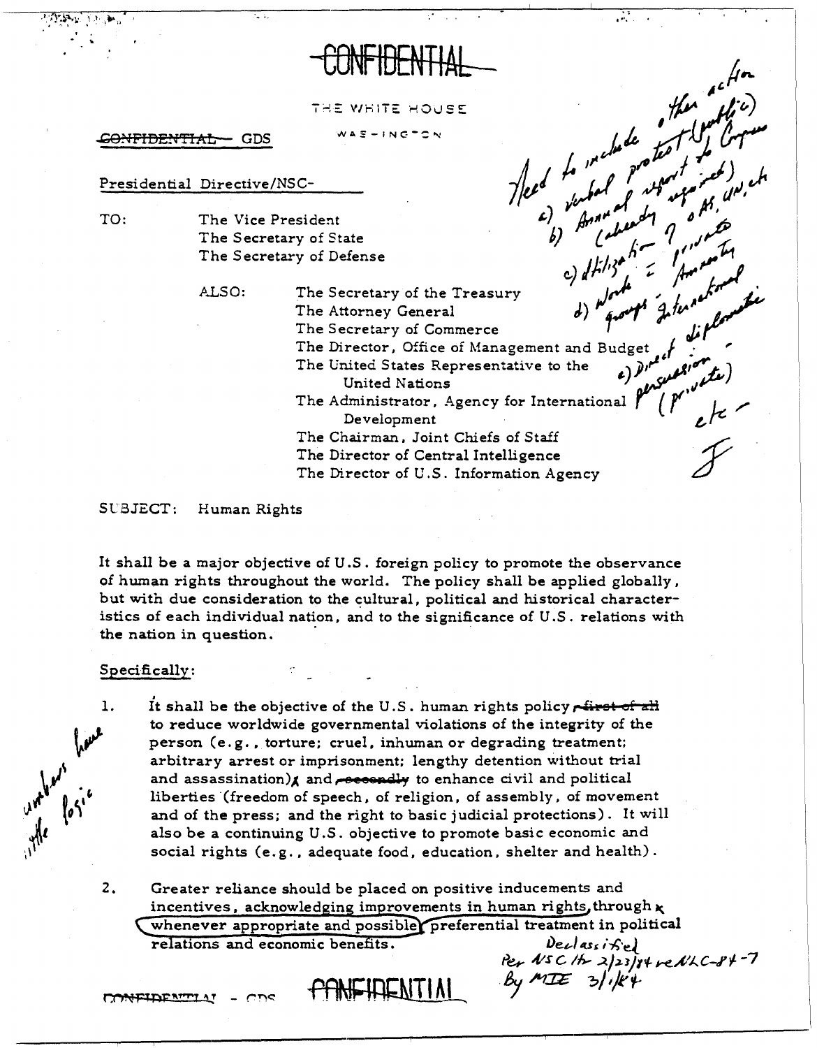# ~~CONFIDENTIAL~~

THE WHITE HOUSE

WASHINGTON

~~CONFIDENTIAL~~ GDS

Presidential Directive/NSC-

TO: The Vice President
The Secretary of State
The Secretary of Defense

ALSO: The Secretary of the Treasury
The Attorney General
The Secretary of Commerce
The Director, Office of Management and Budget
The United States Representative to the United Nations
The Administrator, Agency for International Development
The Chairman, Joint Chiefs of Staff
The Director of Central Intelligence
The Director of U.S. Information Agency

*Need to include other action a) verbal protest (public) b) Annual report to Congress (already required) c) Utilization of OAS, UN, etc d) Work ē private groups - Amnesty International e) Direct diplomatic persuasion (private) etc - J*

SUBJECT: Human Rights

It shall be a major objective of U.S. foreign policy to promote the observance of human rights throughout the world. The policy shall be applied globally, but with due consideration to the cultural, political and historical characteristics of each individual nation, and to the significance of U.S. relations with the nation in question.

Specifically:

1. It shall be the objective of the U.S. human rights policy ~~, first of all~~ to reduce worldwide governmental violations of the integrity of the person (e.g., torture; cruel, inhuman or degrading treatment; arbitrary arrest or imprisonment; lengthy detention without trial and assassination), and ~~, secondly~~ to enhance civil and political liberties (freedom of speech, of religion, of assembly, of movement and of the press; and the right to basic judicial protections). It will also be a continuing U.S. objective to promote basic economic and social rights (e.g., adequate food, education, shelter and health).

*numbers have little logic*

2. Greater reliance should be placed on positive inducements and incentives, acknowledging improvements in human rights, through whenever appropriate and possible preferential treatment in political relations and economic benefits.

*Declassified Per NSC ltr 2/23/84 re NLC-84-7 By MIE 3/1/84*

# ~~CONFIDENTIAL~~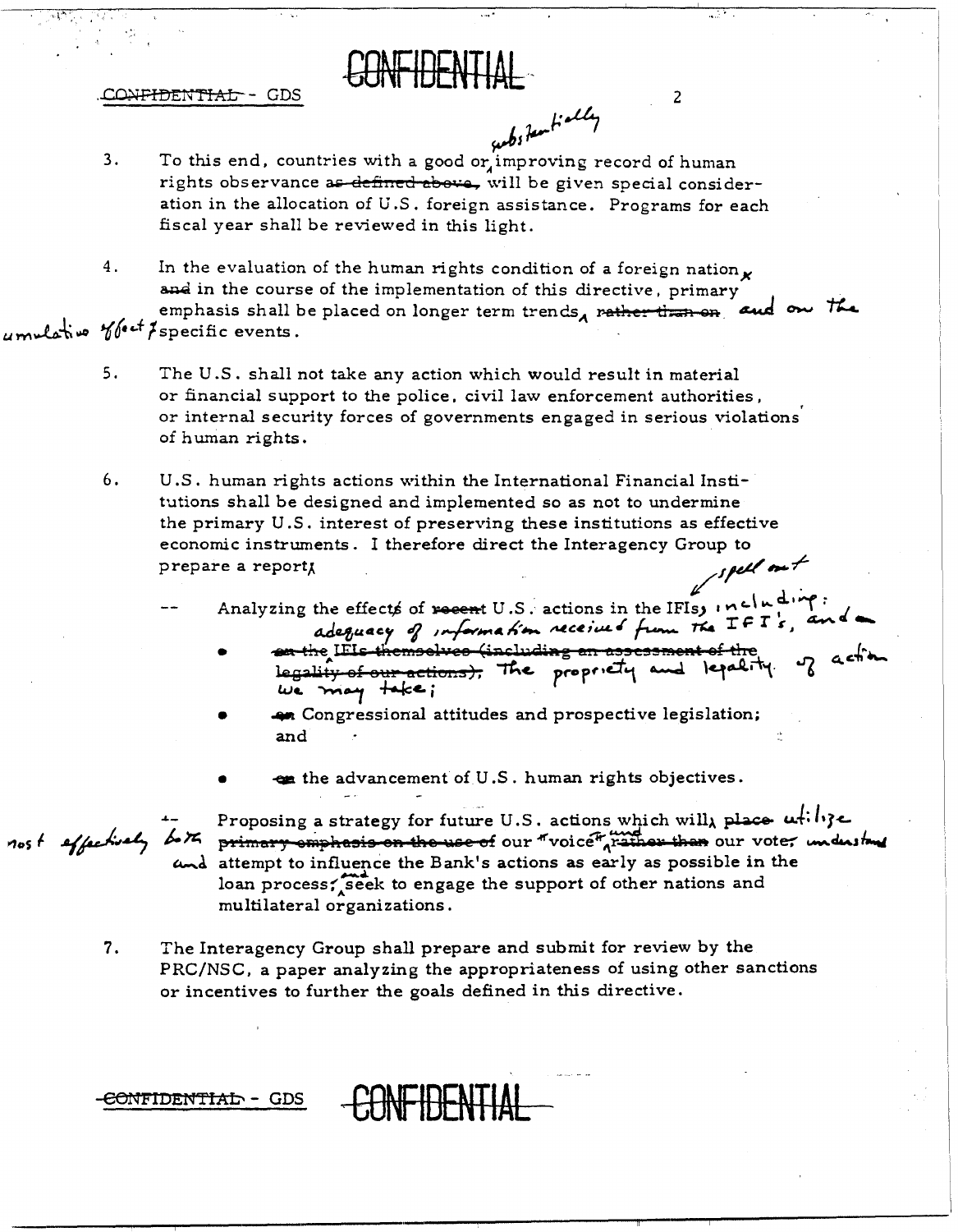3. To this end, countries with a good or *substantially* improving record of human rights observance ~~as defined above,~~ will be given special consideration in the allocation of U.S. foreign assistance. Programs for each fiscal year shall be reviewed in this light.

4. In the evaluation of the human rights condition of a foreign nation, ~~and~~ in the course of the implementation of this directive, primary emphasis shall be placed on longer term trends ~~rather than on~~ *and on the cumulative effect of* specific events.

5. The U.S. shall not take any action which would result in material or financial support to the police, civil law enforcement authorities, or internal security forces of governments engaged in serious violations of human rights.

6. U.S. human rights actions within the International Financial Institutions shall be designed and implemented so as not to undermine the primary U.S. interest of preserving these institutions as effective economic instruments. I therefore direct the Interagency Group to prepare a report *spell out*

   -- Analyzing the effects of ~~recent~~ U.S. actions in the IFIs, *including: adequacy of information received from the IFI's, and*

   - ~~on the IFIs themselves (including an assessment of the legality of our actions);~~ *The propriety and legality of action we may take;*
   - ~~on~~ Congressional attitudes and prospective legislation; and
   - ~~on~~ the advancement of U.S. human rights objectives.

   -- Proposing a strategy for future U.S. actions which will ~~place~~ *utilize most effectively both* ~~primary emphasis on the use of~~ our "voice" *and* ~~rather than~~ our vote~~,~~ *understand and* attempt to influence the Bank's actions as early as possible in the loan process~~;~~ *and* seek to engage the support of other nations and multilateral organizations.

7. The Interagency Group shall prepare and submit for review by the PRC/NSC, a paper analyzing the appropriateness of using other sanctions or incentives to further the goals defined in this directive.